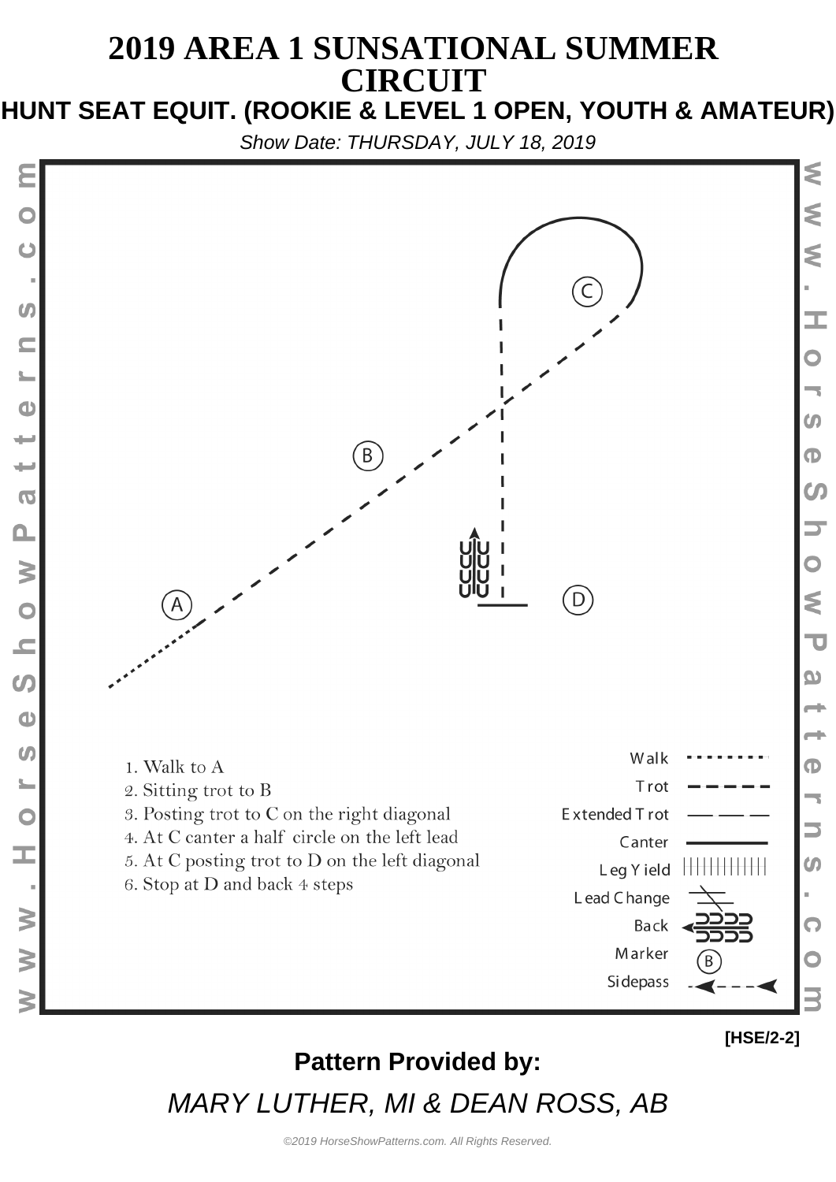# 2019 AREA 1 SUNSATIONAL SUMMER CIRCUIT

## HUNT SEAT EQUIT. (ROOKIE & LEVEL 1 OPEN, YOUTH & AMATEUR)

*Show Date: THURSDAY, JULY 18, 2019*

1. Walk to A
2. Sitting trot to B
3. Posting trot to C on the right diagonal
4. At C canter a half circle on the left lead
5. At C posting trot to D on the left diagonal
6. Stop at D and back 4 steps

| Legend |
| --- |
| Walk |
| Trot |
| Extended Trot |
| Canter |
| Leg Yield |
| Lead Change |
| Back |
| Marker |
| Sidepass |

[HSE/2-2]

**Pattern Provided by:**

*MARY LUTHER, MI & DEAN ROSS, AB*

*©2019 HorseShowPatterns.com. All Rights Reserved.*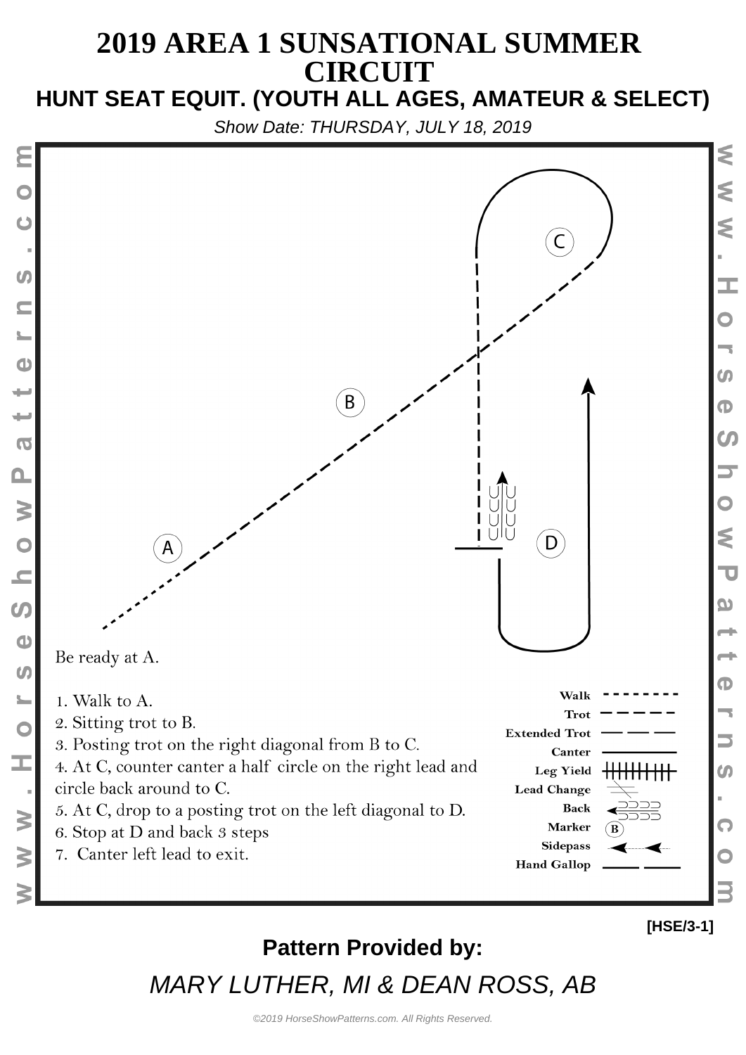# 2019 AREA 1 SUNSATIONAL SUMMER CIRCUIT

## HUNT SEAT EQUIT. (YOUTH ALL AGES, AMATEUR & SELECT)

*Show Date: THURSDAY, JULY 18, 2019*

Be ready at A.

1. Walk to A.
2. Sitting trot to B.
3. Posting trot on the right diagonal from B to C.
4. At C, counter canter a half circle on the right lead and circle back around to C.
5. At C, drop to a posting trot on the left diagonal to D.
6. Stop at D and back 3 steps
7. Canter left lead to exit.

Walk
Trot
Extended Trot
Canter
Leg Yield
Lead Change
Back
Marker
Sidepass
Hand Gallop

[HSE/3-1]

**Pattern Provided by:**

*MARY LUTHER, MI & DEAN ROSS, AB*

*©2019 HorseShowPatterns.com. All Rights Reserved.*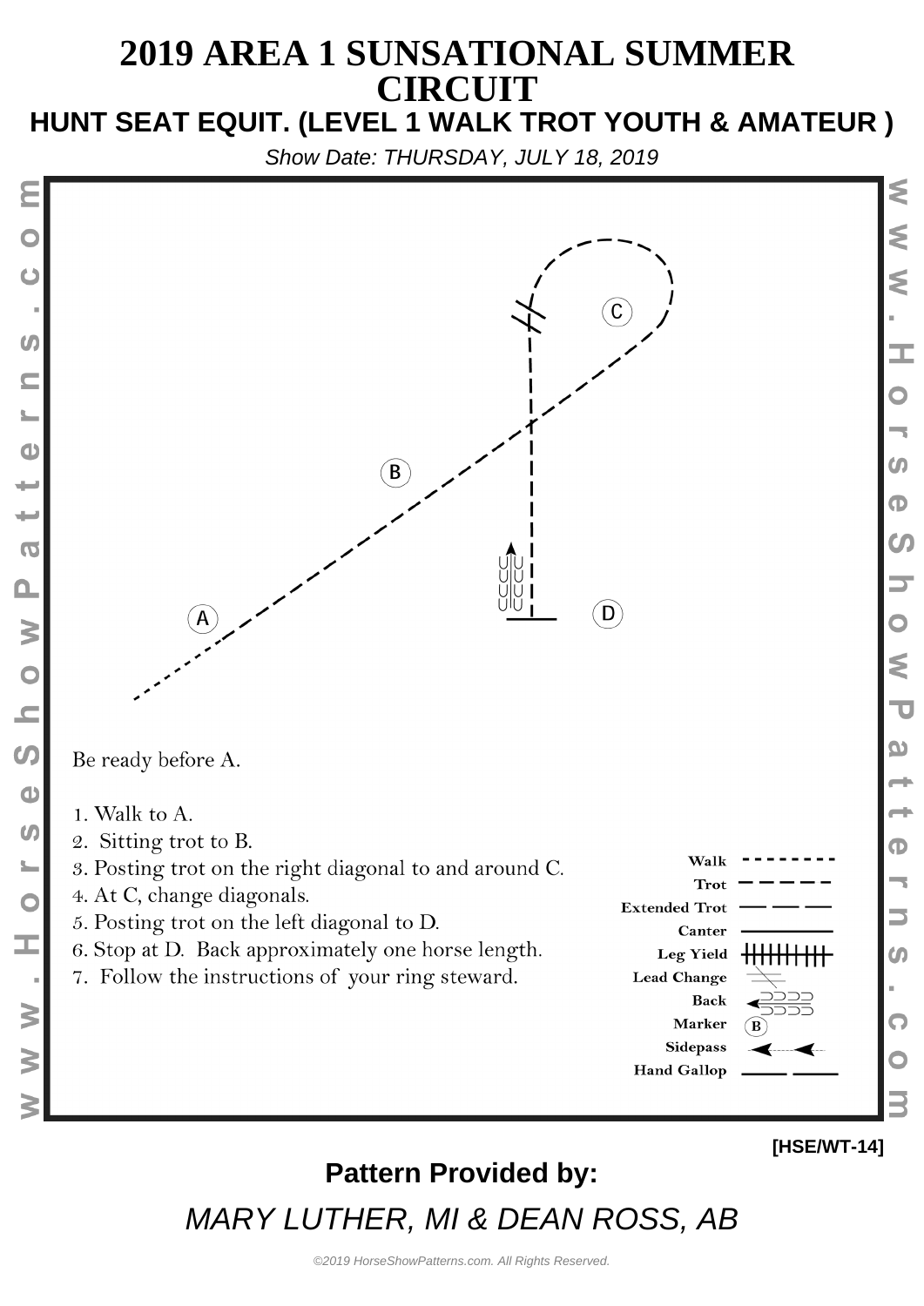# 2019 AREA 1 SUNSATIONAL SUMMER CIRCUIT

## HUNT SEAT EQUIT. (LEVEL 1 WALK TROT YOUTH & AMATEUR )

*Show Date: THURSDAY, JULY 18, 2019*

Be ready before A.

1. Walk to A.
2. Sitting trot to B.
3. Posting trot on the right diagonal to and around C.
4. At C, change diagonals.
5. Posting trot on the left diagonal to D.
6. Stop at D. Back approximately one horse length.
7. Follow the instructions of your ring steward.

Walk
Trot
Extended Trot
Canter
Leg Yield
Lead Change
Back
Marker
Sidepass
Hand Gallop

[HSE/WT-14]

**Pattern Provided by:**

*MARY LUTHER, MI & DEAN ROSS, AB*

*©2019 HorseShowPatterns.com. All Rights Reserved.*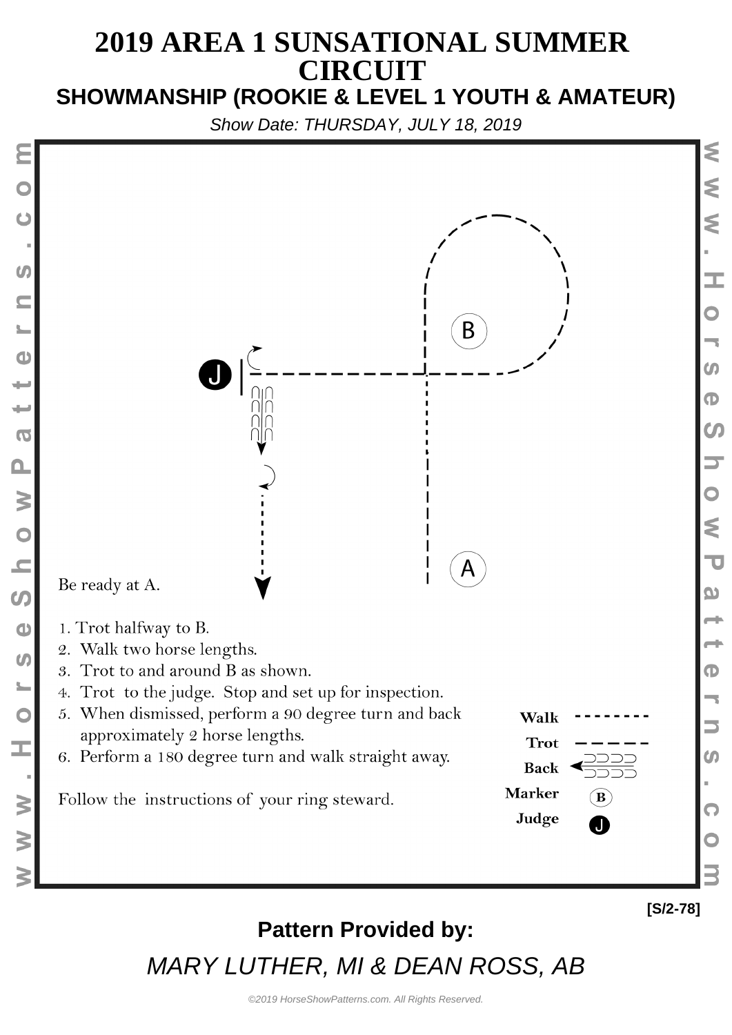# 2019 AREA 1 SUNSATIONAL SUMMER CIRCUIT

## SHOWMANSHIP (ROOKIE & LEVEL 1 YOUTH & AMATEUR)

*Show Date: THURSDAY, JULY 18, 2019*

Be ready at A.

1. Trot halfway to B.
2. Walk two horse lengths.
3. Trot to and around B as shown.
4. Trot to the judge. Stop and set up for inspection.
5. When dismissed, perform a 90 degree turn and back approximately 2 horse lengths.
6. Perform a 180 degree turn and walk straight away.

Follow the instructions of your ring steward.

**Walk** - - - - - - -
**Trot** — — — — —
**Back**
**Marker** (B)
**Judge** (J)

**[S/2-78]**

**Pattern Provided by:**

*MARY LUTHER, MI & DEAN ROSS, AB*

*©2019 HorseShowPatterns.com. All Rights Reserved.*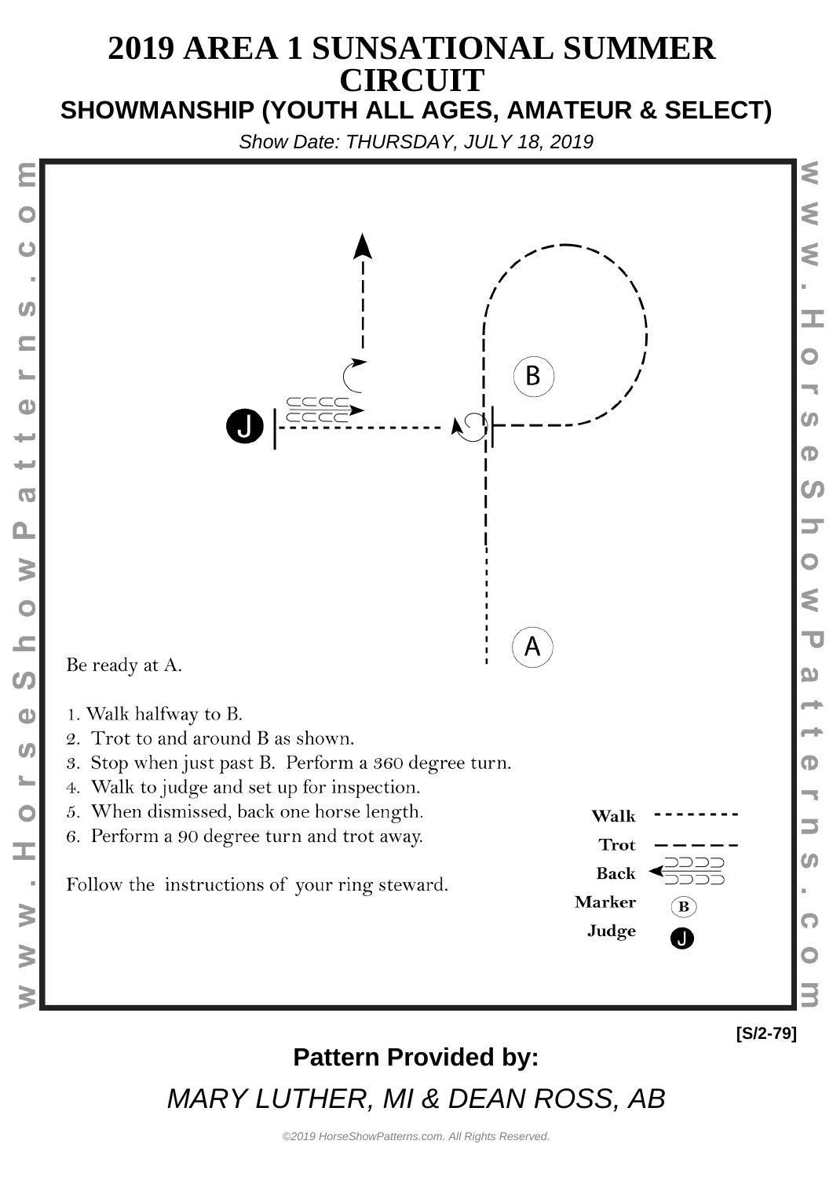# 2019 AREA 1 SUNSATIONAL SUMMER CIRCUIT

## SHOWMANSHIP (YOUTH ALL AGES, AMATEUR & SELECT)

*Show Date: THURSDAY, JULY 18, 2019*

J

B

A

Be ready at A.

1. Walk halfway to B.
2. Trot to and around B as shown.
3. Stop when just past B. Perform a 360 degree turn.
4. Walk to judge and set up for inspection.
5. When dismissed, back one horse length.
6. Perform a 90 degree turn and trot away.

Follow the instructions of your ring steward.

**Walk**

**Trot**

**Back**

**Marker** B

**Judge** J

**[S/2-79]**

**Pattern Provided by:**

*MARY LUTHER, MI & DEAN ROSS, AB*

*©2019 HorseShowPatterns.com. All Rights Reserved.*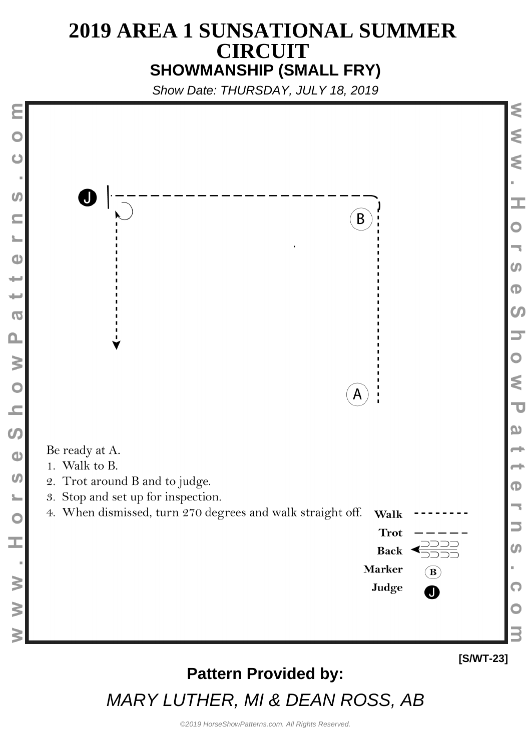# 2019 AREA 1 SUNSATIONAL SUMMER CIRCUIT

## SHOWMANSHIP (SMALL FRY)

*Show Date: THURSDAY, JULY 18, 2019*

Be ready at A.

1. Walk to B.
2. Trot around B and to judge.
3. Stop and set up for inspection.
4. When dismissed, turn 270 degrees and walk straight off.

| | |
|---|---|
| **Walk** | - - - - - - - - |
| **Trot** | — — — — — |
| **Back** | ⊃⊃⊃⊃ |
| **Marker** | (B) |
| **Judge** | J |

[S/WT-23]

**Pattern Provided by:**

*MARY LUTHER, MI & DEAN ROSS, AB*

*©2019 HorseShowPatterns.com. All Rights Reserved.*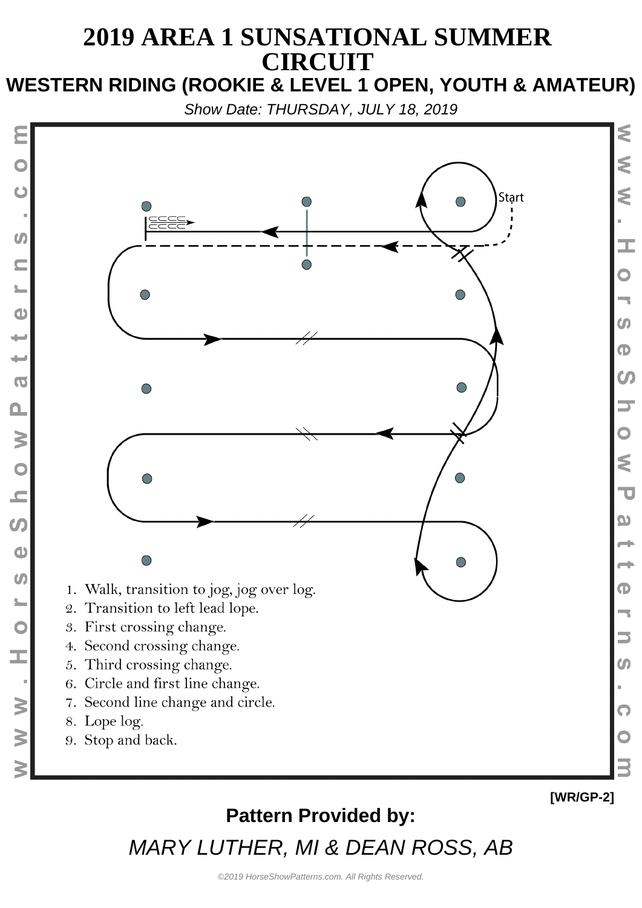# 2019 AREA 1 SUNSATIONAL SUMMER CIRCUIT

## WESTERN RIDING (ROOKIE & LEVEL 1 OPEN, YOUTH & AMATEUR)

*Show Date: THURSDAY, JULY 18, 2019*

Start

1. Walk, transition to jog, jog over log.
2. Transition to left lead lope.
3. First crossing change.
4. Second crossing change.
5. Third crossing change.
6. Circle and first line change.
7. Second line change and circle.
8. Lope log.
9. Stop and back.

[WR/GP-2]

**Pattern Provided by:**

*MARY LUTHER, MI & DEAN ROSS, AB*

*©2019 HorseShowPatterns.com. All Rights Reserved.*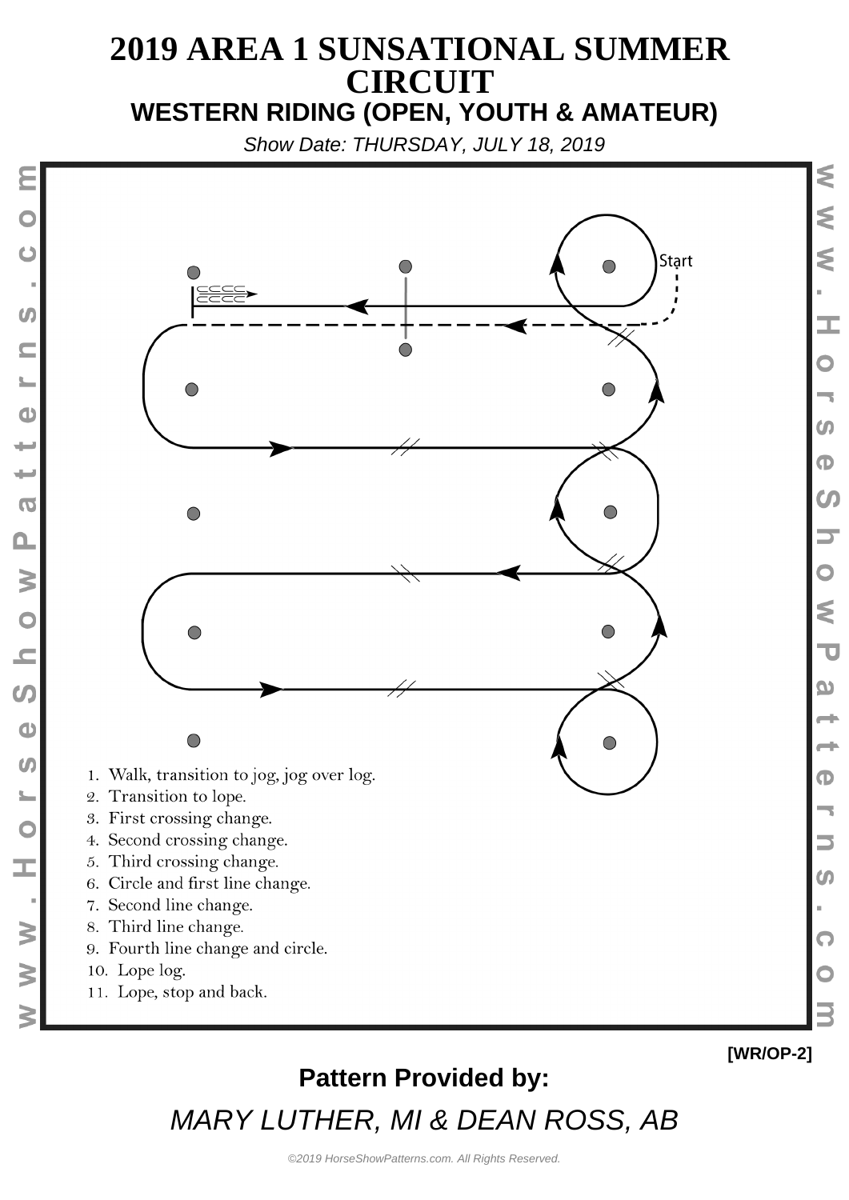# 2019 AREA 1 SUNSATIONAL SUMMER CIRCUIT

## WESTERN RIDING (OPEN, YOUTH & AMATEUR)

*Show Date: THURSDAY, JULY 18, 2019*

Start

1. Walk, transition to jog, jog over log.
2. Transition to lope.
3. First crossing change.
4. Second crossing change.
5. Third crossing change.
6. Circle and first line change.
7. Second line change.
8. Third line change.
9. Fourth line change and circle.
10. Lope log.
11. Lope, stop and back.

**[WR/OP-2]**

**Pattern Provided by:**

*MARY LUTHER, MI & DEAN ROSS, AB*

*©2019 HorseShowPatterns.com. All Rights Reserved.*